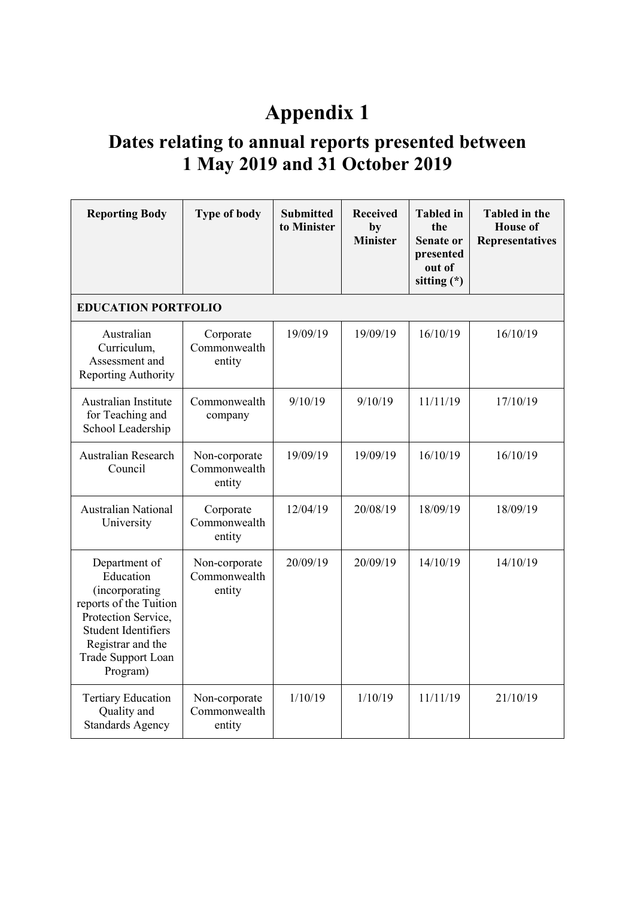# Appendix 1

## Dates relating to annual reports presented between 1 May 2019 and 31 October 2019

| Reporting Body | Type of body | Submitted to Minister | Received by Minister | Tabled in the Senate or presented out of sitting (*) | Tabled in the House of Representatives |
|---|---|---|---|---|---|
| **EDUCATION PORTFOLIO** | | | | | |
| Australian Curriculum, Assessment and Reporting Authority | Corporate Commonwealth entity | 19/09/19 | 19/09/19 | 16/10/19 | 16/10/19 |
| Australian Institute for Teaching and School Leadership | Commonwealth company | 9/10/19 | 9/10/19 | 11/11/19 | 17/10/19 |
| Australian Research Council | Non-corporate Commonwealth entity | 19/09/19 | 19/09/19 | 16/10/19 | 16/10/19 |
| Australian National University | Corporate Commonwealth entity | 12/04/19 | 20/08/19 | 18/09/19 | 18/09/19 |
| Department of Education (incorporating reports of the Tuition Protection Service, Student Identifiers Registrar and the Trade Support Loan Program) | Non-corporate Commonwealth entity | 20/09/19 | 20/09/19 | 14/10/19 | 14/10/19 |
| Tertiary Education Quality and Standards Agency | Non-corporate Commonwealth entity | 1/10/19 | 1/10/19 | 11/11/19 | 21/10/19 |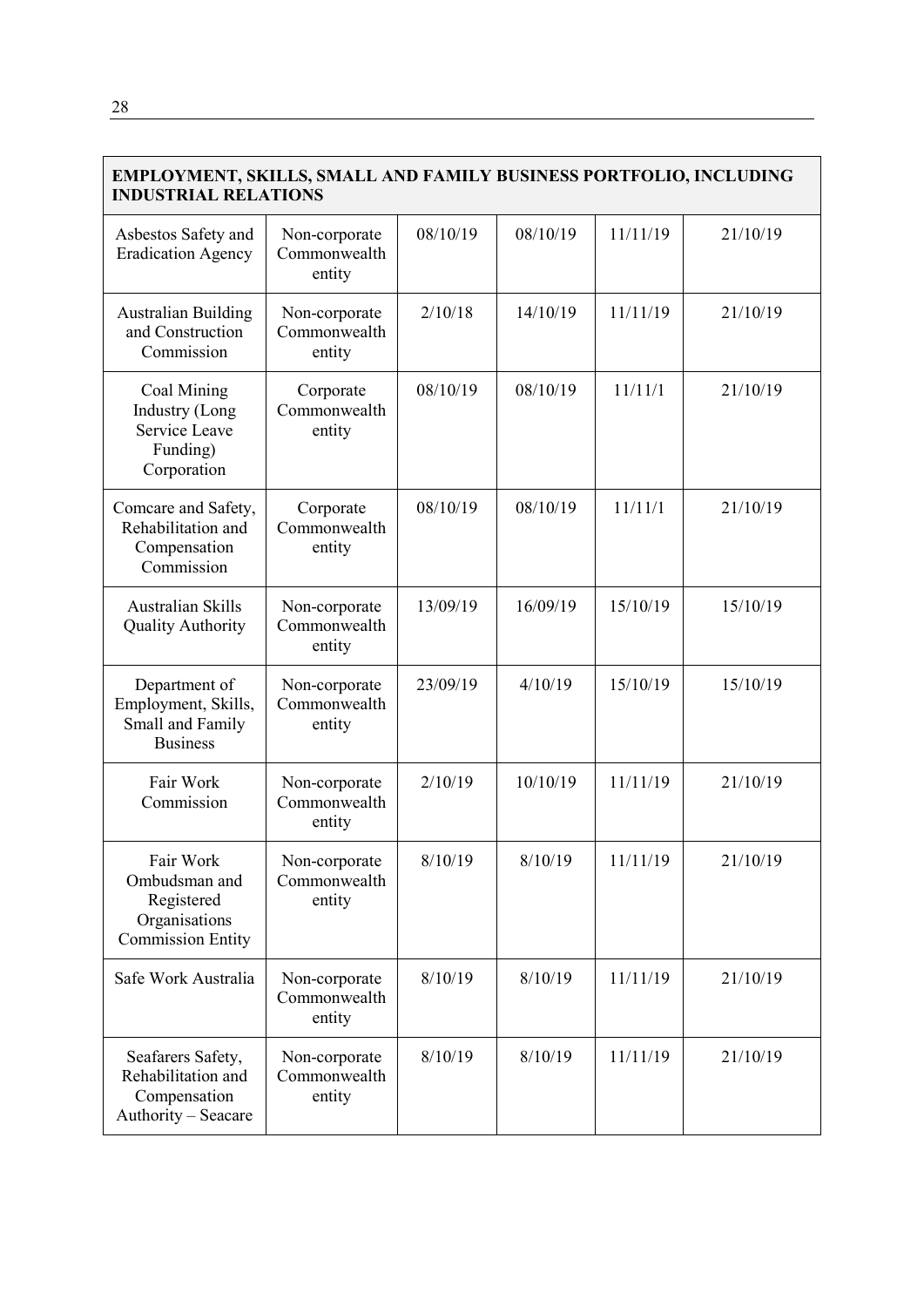| EMPLOYMENT, SKILLS, SMALL AND FAMILY BUSINESS PORTFOLIO, INCLUDING INDUSTRIAL RELATIONS | | | | | |
|---|---|---|---|---|---|
| Asbestos Safety and Eradication Agency | Non-corporate Commonwealth entity | 08/10/19 | 08/10/19 | 11/11/19 | 21/10/19 |
| Australian Building and Construction Commission | Non-corporate Commonwealth entity | 2/10/18 | 14/10/19 | 11/11/19 | 21/10/19 |
| Coal Mining Industry (Long Service Leave Funding) Corporation | Corporate Commonwealth entity | 08/10/19 | 08/10/19 | 11/11/1 | 21/10/19 |
| Comcare and Safety, Rehabilitation and Compensation Commission | Corporate Commonwealth entity | 08/10/19 | 08/10/19 | 11/11/1 | 21/10/19 |
| Australian Skills Quality Authority | Non-corporate Commonwealth entity | 13/09/19 | 16/09/19 | 15/10/19 | 15/10/19 |
| Department of Employment, Skills, Small and Family Business | Non-corporate Commonwealth entity | 23/09/19 | 4/10/19 | 15/10/19 | 15/10/19 |
| Fair Work Commission | Non-corporate Commonwealth entity | 2/10/19 | 10/10/19 | 11/11/19 | 21/10/19 |
| Fair Work Ombudsman and Registered Organisations Commission Entity | Non-corporate Commonwealth entity | 8/10/19 | 8/10/19 | 11/11/19 | 21/10/19 |
| Safe Work Australia | Non-corporate Commonwealth entity | 8/10/19 | 8/10/19 | 11/11/19 | 21/10/19 |
| Seafarers Safety, Rehabilitation and Compensation Authority – Seacare | Non-corporate Commonwealth entity | 8/10/19 | 8/10/19 | 11/11/19 | 21/10/19 |